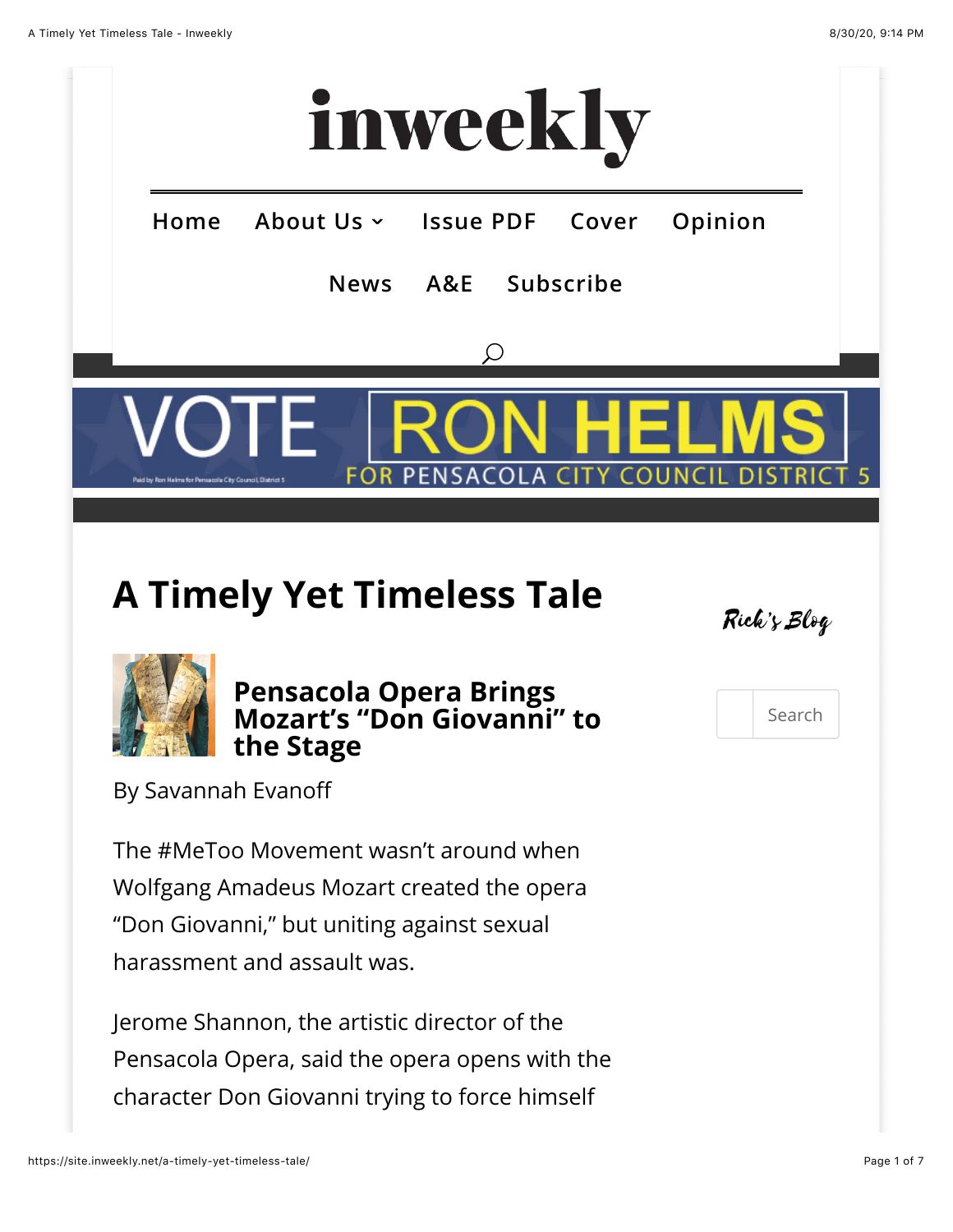# A Timely Yet Timeless Tale

## Pensacola Opera Brings Mozart's "Don Giovanni" to the Stage

By Savannah Evanoff

The #MeToo Movement wasn't around when Wolfgang Amadeus Mozart created the opera "Don Giovanni," but uniting against sexual harassment and assault was.

Jerome Shannon, the artistic director of the Pensacola Opera, said the opera opens with the character Don Giovanni trying to force himself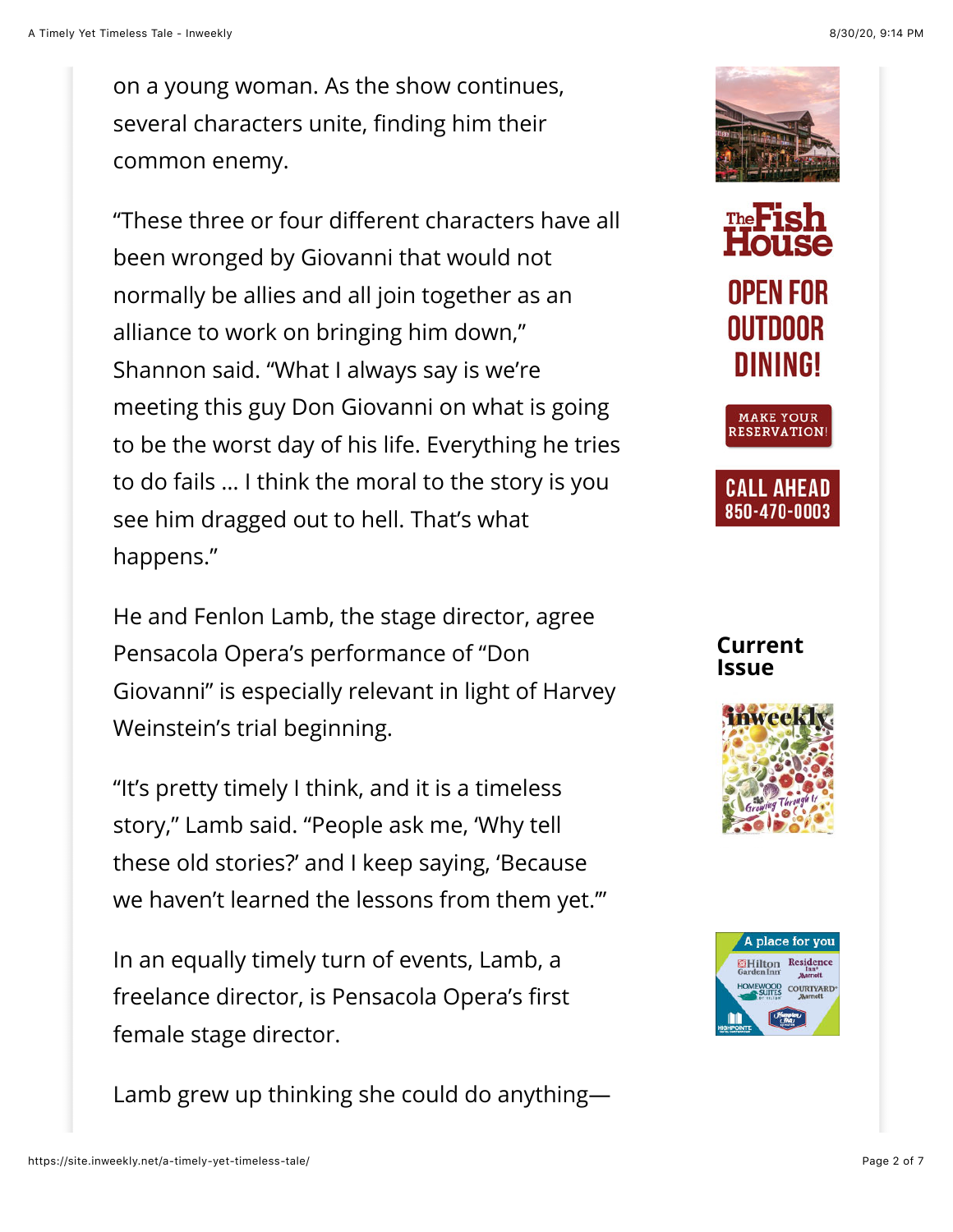on a young woman. As the show continues, several characters unite, finding him their common enemy.

"These three or four different characters have all been wronged by Giovanni that would not normally be allies and all join together as an alliance to work on bringing him down," Shannon said. "What I always say is we're meeting this guy Don Giovanni on what is going to be the worst day of his life. Everything he tries to do fails … I think the moral to the story is you see him dragged out to hell. That's what happens."

He and Fenlon Lamb, the stage director, agree Pensacola Opera's performance of "Don Giovanni" is especially relevant in light of Harvey Weinstein's trial beginning.

"It's pretty timely I think, and it is a timeless story," Lamb said. "People ask me, 'Why tell these old stories?' and I keep saying, 'Because we haven't learned the lessons from them yet.'"

In an equally timely turn of events, Lamb, a freelance director, is Pensacola Opera's first female stage director.

Lamb grew up thinking she could do anything—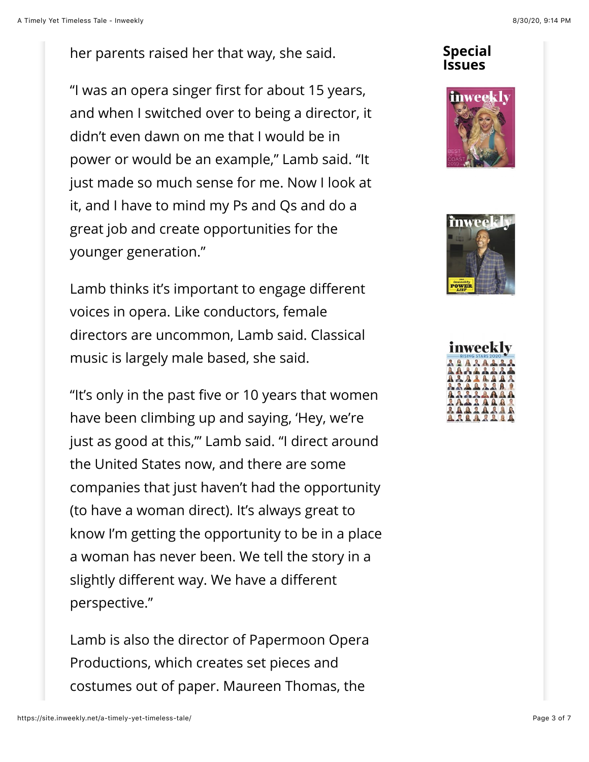her parents raised her that way, she said.

"I was an opera singer first for about 15 years, and when I switched over to being a director, it didn't even dawn on me that I would be in power or would be an example," Lamb said. "It just made so much sense for me. Now I look at it, and I have to mind my Ps and Qs and do a great job and create opportunities for the younger generation."

Lamb thinks it's important to engage different voices in opera. Like conductors, female directors are uncommon, Lamb said. Classical music is largely male based, she said.

"It's only in the past five or 10 years that women have been climbing up and saying, 'Hey, we're just as good at this,'" Lamb said. "I direct around the United States now, and there are some companies that just haven't had the opportunity (to have a woman direct). It's always great to know I'm getting the opportunity to be in a place a woman has never been. We tell the story in a slightly different way. We have a different perspective."

Lamb is also the director of Papermoon Opera Productions, which creates set pieces and costumes out of paper. Maureen Thomas, the

## Special Issues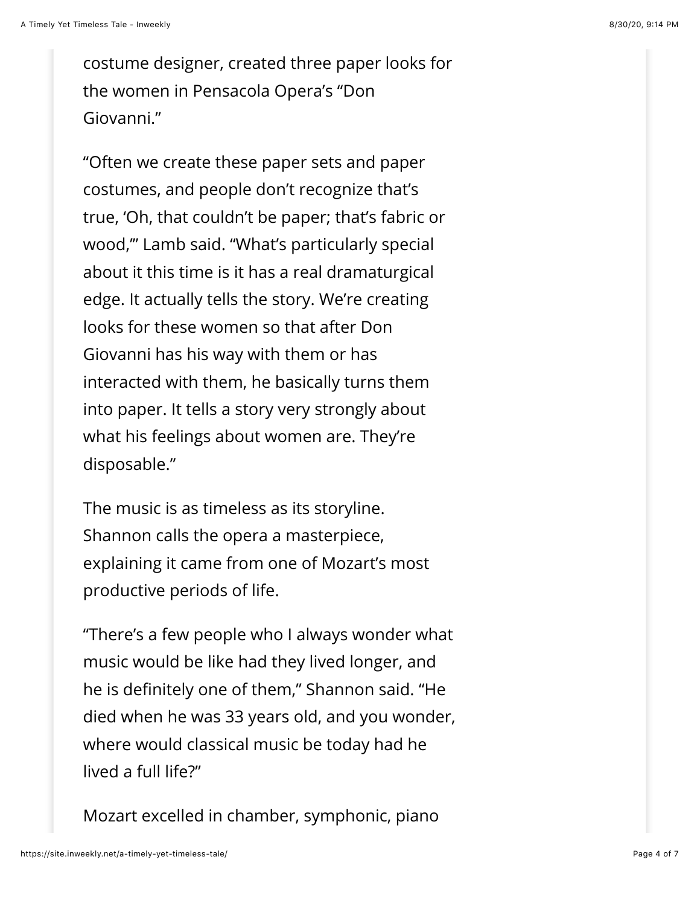costume designer, created three paper looks for the women in Pensacola Opera's "Don Giovanni."

"Often we create these paper sets and paper costumes, and people don't recognize that's true, 'Oh, that couldn't be paper; that's fabric or wood,'" Lamb said. "What's particularly special about it this time is it has a real dramaturgical edge. It actually tells the story. We're creating looks for these women so that after Don Giovanni has his way with them or has interacted with them, he basically turns them into paper. It tells a story very strongly about what his feelings about women are. They're disposable."

The music is as timeless as its storyline. Shannon calls the opera a masterpiece, explaining it came from one of Mozart's most productive periods of life.

"There's a few people who I always wonder what music would be like had they lived longer, and he is definitely one of them," Shannon said. "He died when he was 33 years old, and you wonder, where would classical music be today had he lived a full life?"

Mozart excelled in chamber, symphonic, piano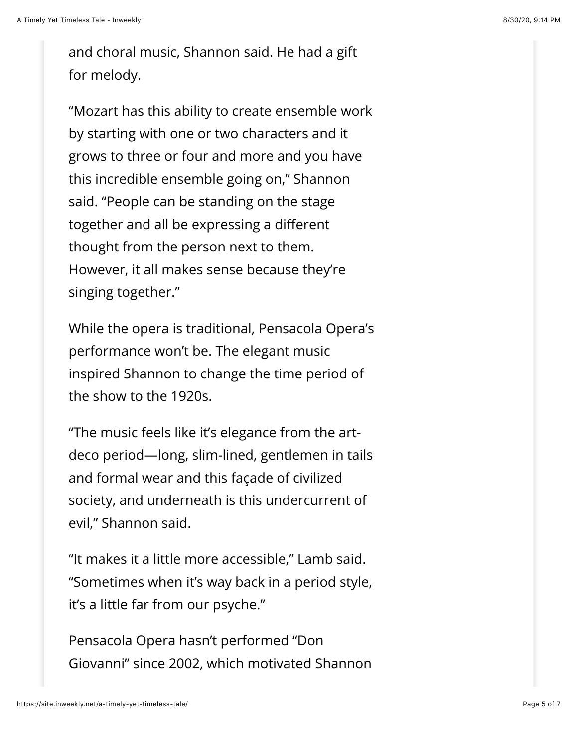and choral music, Shannon said. He had a gift for melody.

"Mozart has this ability to create ensemble work by starting with one or two characters and it grows to three or four and more and you have this incredible ensemble going on," Shannon said. "People can be standing on the stage together and all be expressing a different thought from the person next to them. However, it all makes sense because they're singing together."

While the opera is traditional, Pensacola Opera's performance won't be. The elegant music inspired Shannon to change the time period of the show to the 1920s.

"The music feels like it's elegance from the art-deco period—long, slim-lined, gentlemen in tails and formal wear and this façade of civilized society, and underneath is this undercurrent of evil," Shannon said.

"It makes it a little more accessible," Lamb said. "Sometimes when it's way back in a period style, it's a little far from our psyche."

Pensacola Opera hasn't performed "Don Giovanni" since 2002, which motivated Shannon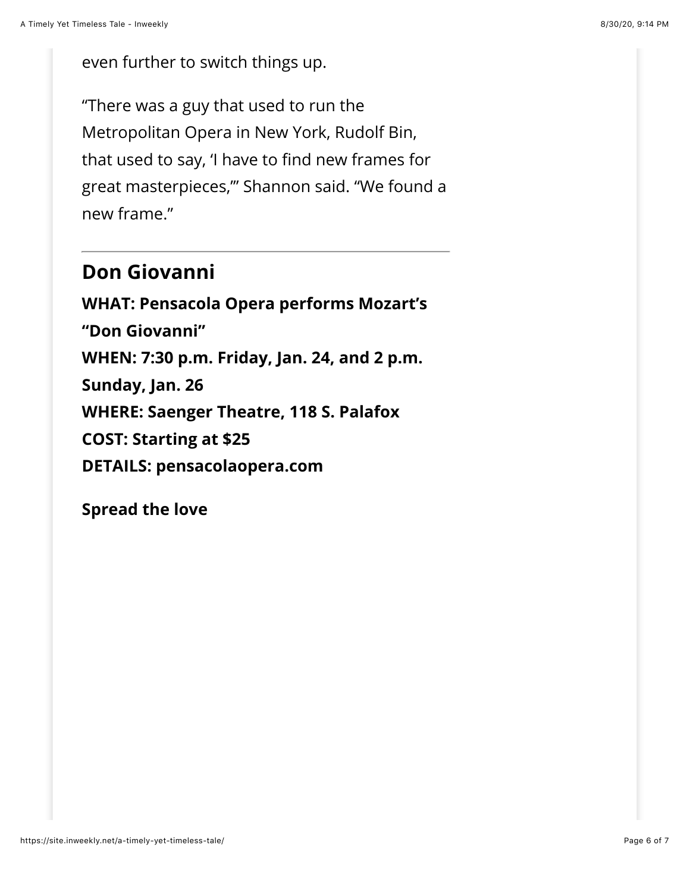even further to switch things up.

"There was a guy that used to run the Metropolitan Opera in New York, Rudolf Bin, that used to say, 'I have to find new frames for great masterpieces,'" Shannon said. "We found a new frame."

---

## Don Giovanni

**WHAT: Pensacola Opera performs Mozart's "Don Giovanni"**
**WHEN: 7:30 p.m. Friday, Jan. 24, and 2 p.m. Sunday, Jan. 26**
**WHERE: Saenger Theatre, 118 S. Palafox**
**COST: Starting at $25**
**DETAILS: pensacolaopera.com**

**Spread the love**